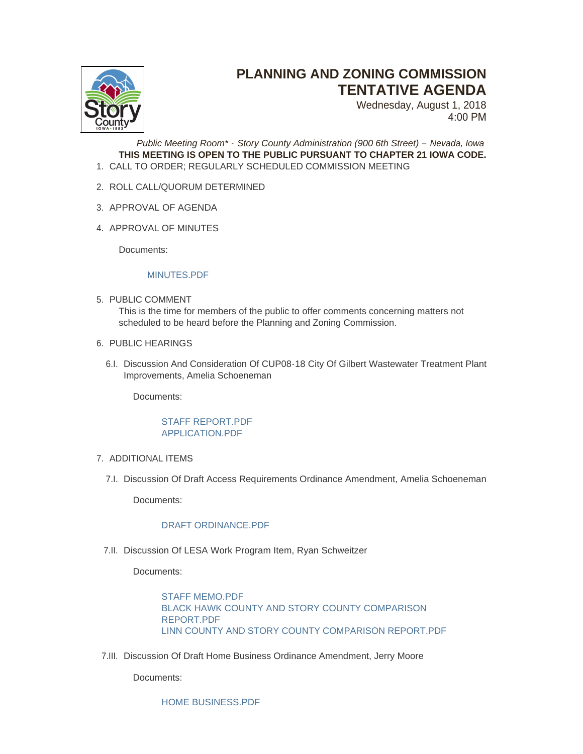# PLANNING AND ZONING COMMISSION TENTATIVE AGENDA

Wednesday, August 1, 2018
4:00 PM

*Public Meeting Room\* - Story County Administration (900 6th Street) – Nevada, Iowa*

**THIS MEETING IS OPEN TO THE PUBLIC PURSUANT TO CHAPTER 21 IOWA CODE.**

1. CALL TO ORDER; REGULARLY SCHEDULED COMMISSION MEETING

2. ROLL CALL/QUORUM DETERMINED

3. APPROVAL OF AGENDA

4. APPROVAL OF MINUTES

   Documents:

   MINUTES.PDF

5. PUBLIC COMMENT

   This is the time for members of the public to offer comments concerning matters not scheduled to be heard before the Planning and Zoning Commission.

6. PUBLIC HEARINGS

   6.I. Discussion And Consideration Of CUP08-18 City Of Gilbert Wastewater Treatment Plant Improvements, Amelia Schoeneman

   Documents:

   STAFF REPORT.PDF
   APPLICATION.PDF

7. ADDITIONAL ITEMS

   7.I. Discussion Of Draft Access Requirements Ordinance Amendment, Amelia Schoeneman

   Documents:

   DRAFT ORDINANCE.PDF

   7.II. Discussion Of LESA Work Program Item, Ryan Schweitzer

   Documents:

   STAFF MEMO.PDF
   BLACK HAWK COUNTY AND STORY COUNTY COMPARISON REPORT.PDF
   LINN COUNTY AND STORY COUNTY COMPARISON REPORT.PDF

   7.III. Discussion Of Draft Home Business Ordinance Amendment, Jerry Moore

   Documents:

   HOME BUSINESS.PDF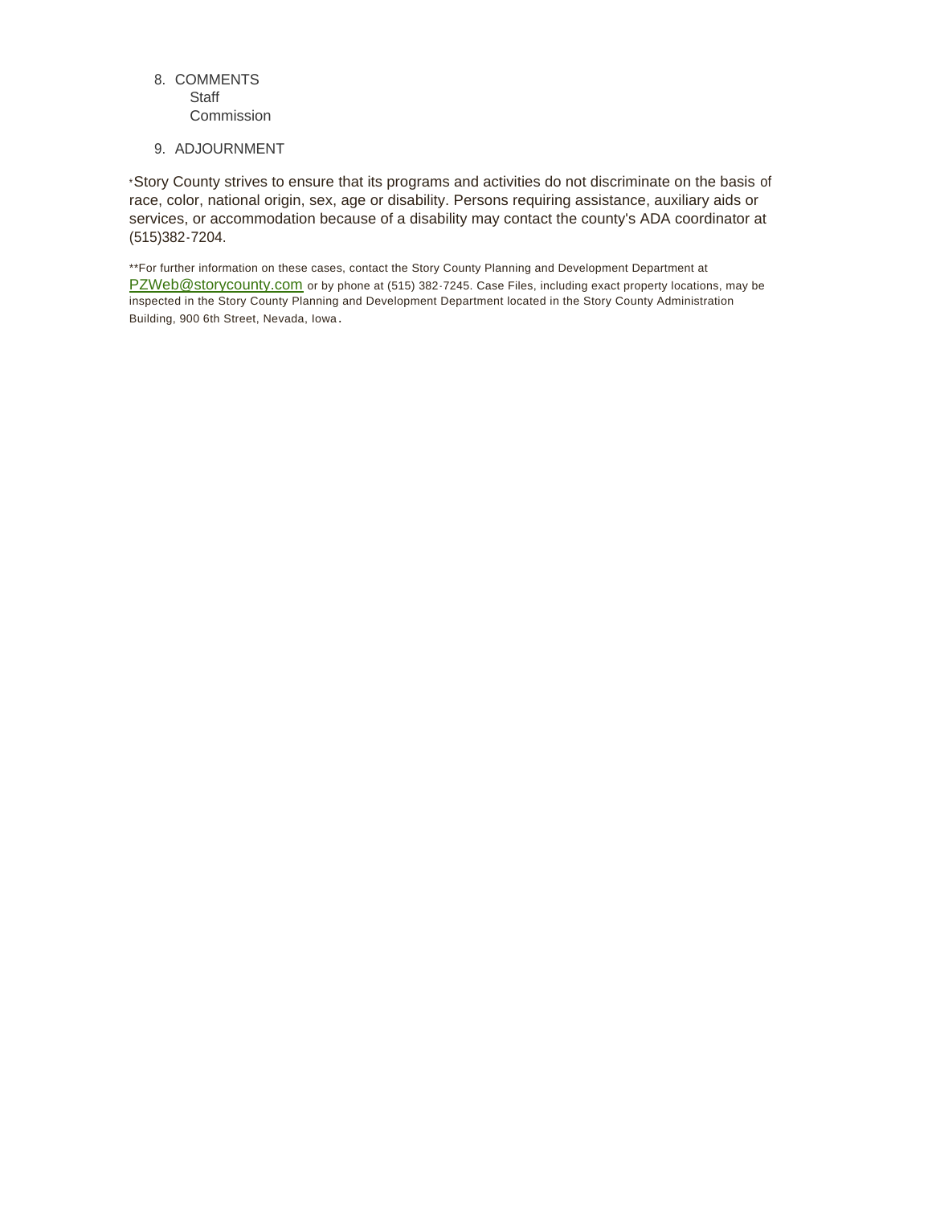8. COMMENTS
   Staff
   Commission

9. ADJOURNMENT

*Story County strives to ensure that its programs and activities do not discriminate on the basis of race, color, national origin, sex, age or disability. Persons requiring assistance, auxiliary aids or services, or accommodation because of a disability may contact the county's ADA coordinator at (515)382-7204.

**For further information on these cases, contact the Story County Planning and Development Department at PZWeb@storycounty.com or by phone at (515) 382-7245. Case Files, including exact property locations, may be inspected in the Story County Planning and Development Department located in the Story County Administration Building, 900 6th Street, Nevada, Iowa.